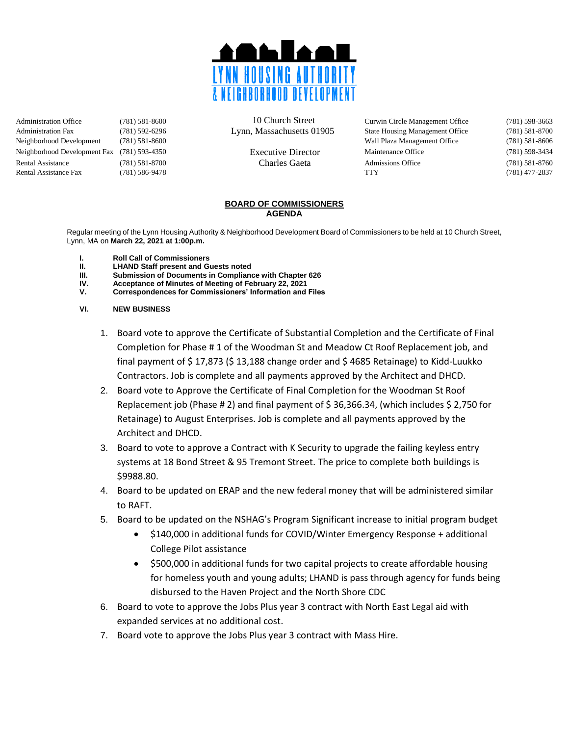LYNN HOUSING AUTHORITY & NEIGHBORHOOD DEVELOPMENT

| | | | | |
|---|---|---|---|---|
| Administration Office | (781) 581-8600 | 10 Church Street | Curwin Circle Management Office | (781) 598-3663 |
| Administration Fax | (781) 592-6296 | Lynn, Massachusetts 01905 | State Housing Management Office | (781) 581-8700 |
| Neighborhood Development | (781) 581-8600 | | Wall Plaza Management Office | (781) 581-8606 |
| Neighborhood Development Fax | (781) 593-4350 | Executive Director | Maintenance Office | (781) 598-3434 |
| Rental Assistance | (781) 581-8700 | Charles Gaeta | Admissions Office | (781) 581-8760 |
| Rental Assistance Fax | (781) 586-9478 | | TTY | (781) 477-2837 |

## BOARD OF COMMISSIONERS
## AGENDA

Regular meeting of the Lynn Housing Authority & Neighborhood Development Board of Commissioners to be held at 10 Church Street, Lynn, MA on **March 22, 2021 at 1:00p.m.**

**I. Roll Call of Commissioners**
**II. LHAND Staff present and Guests noted**
**III. Submission of Documents in Compliance with Chapter 626**
**IV. Acceptance of Minutes of Meeting of February 22, 2021**
**V. Correspondences for Commissioners' Information and Files**

**VI. NEW BUSINESS**

1. Board vote to approve the Certificate of Substantial Completion and the Certificate of Final Completion for Phase # 1 of the Woodman St and Meadow Ct Roof Replacement job, and final payment of $ 17,873 ($ 13,188 change order and $ 4685 Retainage) to Kidd-Luukko Contractors. Job is complete and all payments approved by the Architect and DHCD.
2. Board vote to Approve the Certificate of Final Completion for the Woodman St Roof Replacement job (Phase # 2) and final payment of $ 36,366.34, (which includes $ 2,750 for Retainage) to August Enterprises. Job is complete and all payments approved by the Architect and DHCD.
3. Board to vote to approve a Contract with K Security to upgrade the failing keyless entry systems at 18 Bond Street & 95 Tremont Street. The price to complete both buildings is $9988.80.
4. Board to be updated on ERAP and the new federal money that will be administered similar to RAFT.
5. Board to be updated on the NSHAG's Program Significant increase to initial program budget
   - $140,000 in additional funds for COVID/Winter Emergency Response + additional College Pilot assistance
   - $500,000 in additional funds for two capital projects to create affordable housing for homeless youth and young adults; LHAND is pass through agency for funds being disbursed to the Haven Project and the North Shore CDC
6. Board to vote to approve the Jobs Plus year 3 contract with North East Legal aid with expanded services at no additional cost.
7. Board vote to approve the Jobs Plus year 3 contract with Mass Hire.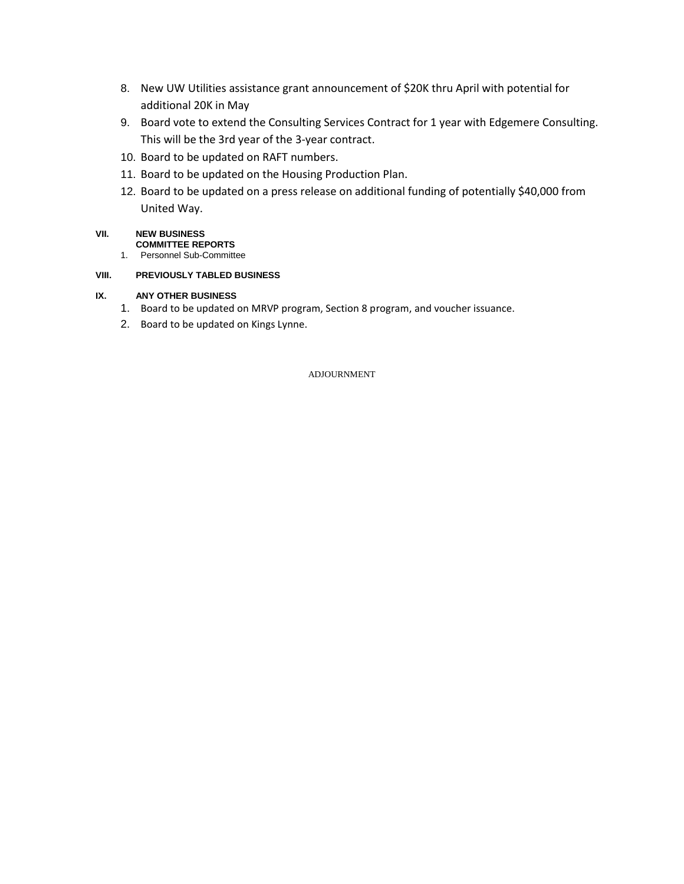8. New UW Utilities assistance grant announcement of $20K thru April with potential for additional 20K in May
9. Board vote to extend the Consulting Services Contract for 1 year with Edgemere Consulting. This will be the 3rd year of the 3-year contract.
10. Board to be updated on RAFT numbers.
11. Board to be updated on the Housing Production Plan.
12. Board to be updated on a press release on additional funding of potentially $40,000 from United Way.

**VII. NEW BUSINESS**

**COMMITTEE REPORTS**

1. Personnel Sub-Committee

**VIII. PREVIOUSLY TABLED BUSINESS**

**IX. ANY OTHER BUSINESS**

1. Board to be updated on MRVP program, Section 8 program, and voucher issuance.
2. Board to be updated on Kings Lynne.

ADJOURNMENT